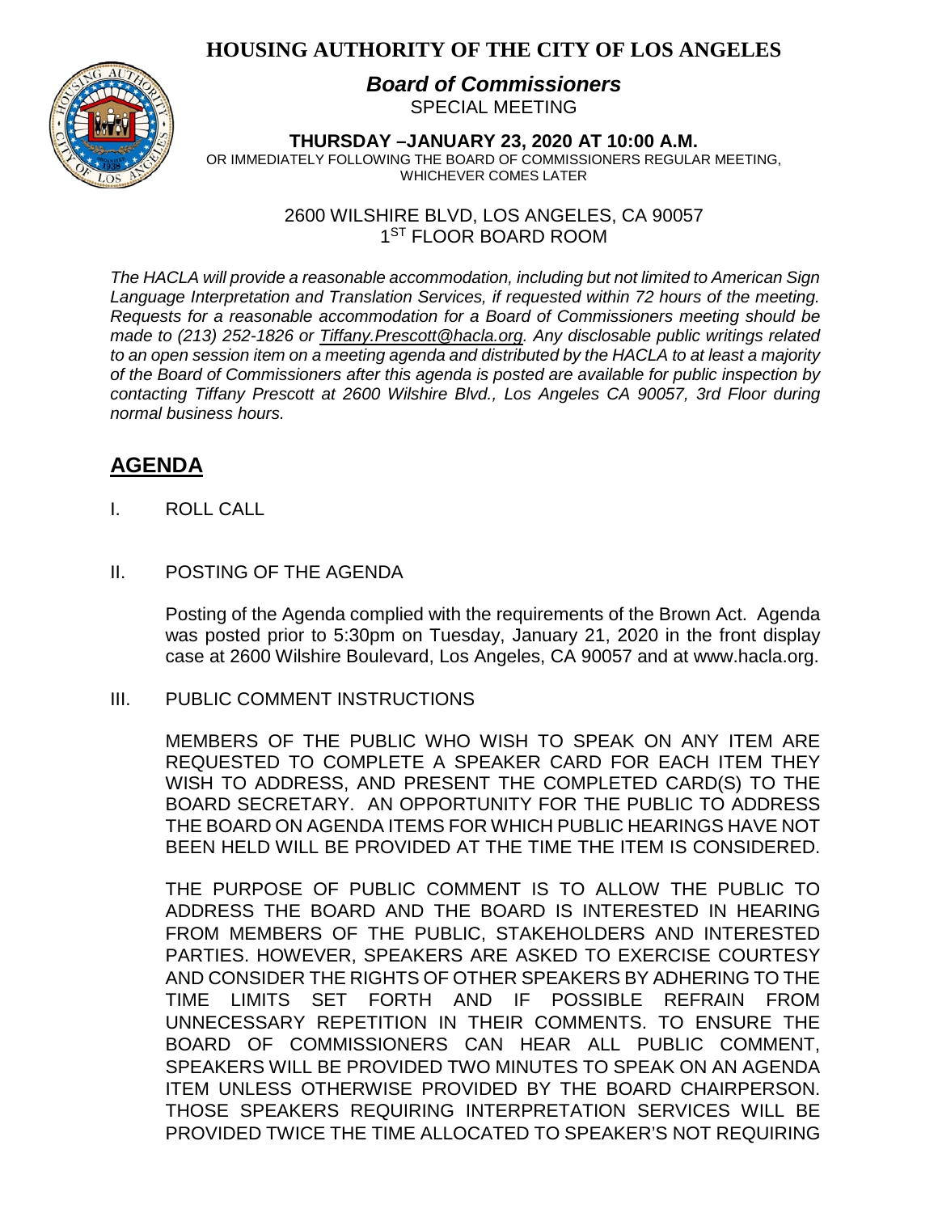# HOUSING AUTHORITY OF THE CITY OF LOS ANGELES

***Board of Commissioners***
SPECIAL MEETING

**THURSDAY –JANUARY 23, 2020 AT 10:00 A.M.**
OR IMMEDIATELY FOLLOWING THE BOARD OF COMMISSIONERS REGULAR MEETING, WHICHEVER COMES LATER

2600 WILSHIRE BLVD, LOS ANGELES, CA 90057
1ST FLOOR BOARD ROOM

*The HACLA will provide a reasonable accommodation, including but not limited to American Sign Language Interpretation and Translation Services, if requested within 72 hours of the meeting. Requests for a reasonable accommodation for a Board of Commissioners meeting should be made to (213) 252-1826 or Tiffany.Prescott@hacla.org. Any disclosable public writings related to an open session item on a meeting agenda and distributed by the HACLA to at least a majority of the Board of Commissioners after this agenda is posted are available for public inspection by contacting Tiffany Prescott at 2600 Wilshire Blvd., Los Angeles CA 90057, 3rd Floor during normal business hours.*

## AGENDA

I. ROLL CALL

II. POSTING OF THE AGENDA

Posting of the Agenda complied with the requirements of the Brown Act. Agenda was posted prior to 5:30pm on Tuesday, January 21, 2020 in the front display case at 2600 Wilshire Boulevard, Los Angeles, CA 90057 and at www.hacla.org.

III. PUBLIC COMMENT INSTRUCTIONS

MEMBERS OF THE PUBLIC WHO WISH TO SPEAK ON ANY ITEM ARE REQUESTED TO COMPLETE A SPEAKER CARD FOR EACH ITEM THEY WISH TO ADDRESS, AND PRESENT THE COMPLETED CARD(S) TO THE BOARD SECRETARY. AN OPPORTUNITY FOR THE PUBLIC TO ADDRESS THE BOARD ON AGENDA ITEMS FOR WHICH PUBLIC HEARINGS HAVE NOT BEEN HELD WILL BE PROVIDED AT THE TIME THE ITEM IS CONSIDERED.

THE PURPOSE OF PUBLIC COMMENT IS TO ALLOW THE PUBLIC TO ADDRESS THE BOARD AND THE BOARD IS INTERESTED IN HEARING FROM MEMBERS OF THE PUBLIC, STAKEHOLDERS AND INTERESTED PARTIES. HOWEVER, SPEAKERS ARE ASKED TO EXERCISE COURTESY AND CONSIDER THE RIGHTS OF OTHER SPEAKERS BY ADHERING TO THE TIME LIMITS SET FORTH AND IF POSSIBLE REFRAIN FROM UNNECESSARY REPETITION IN THEIR COMMENTS. TO ENSURE THE BOARD OF COMMISSIONERS CAN HEAR ALL PUBLIC COMMENT, SPEAKERS WILL BE PROVIDED TWO MINUTES TO SPEAK ON AN AGENDA ITEM UNLESS OTHERWISE PROVIDED BY THE BOARD CHAIRPERSON. THOSE SPEAKERS REQUIRING INTERPRETATION SERVICES WILL BE PROVIDED TWICE THE TIME ALLOCATED TO SPEAKER'S NOT REQUIRING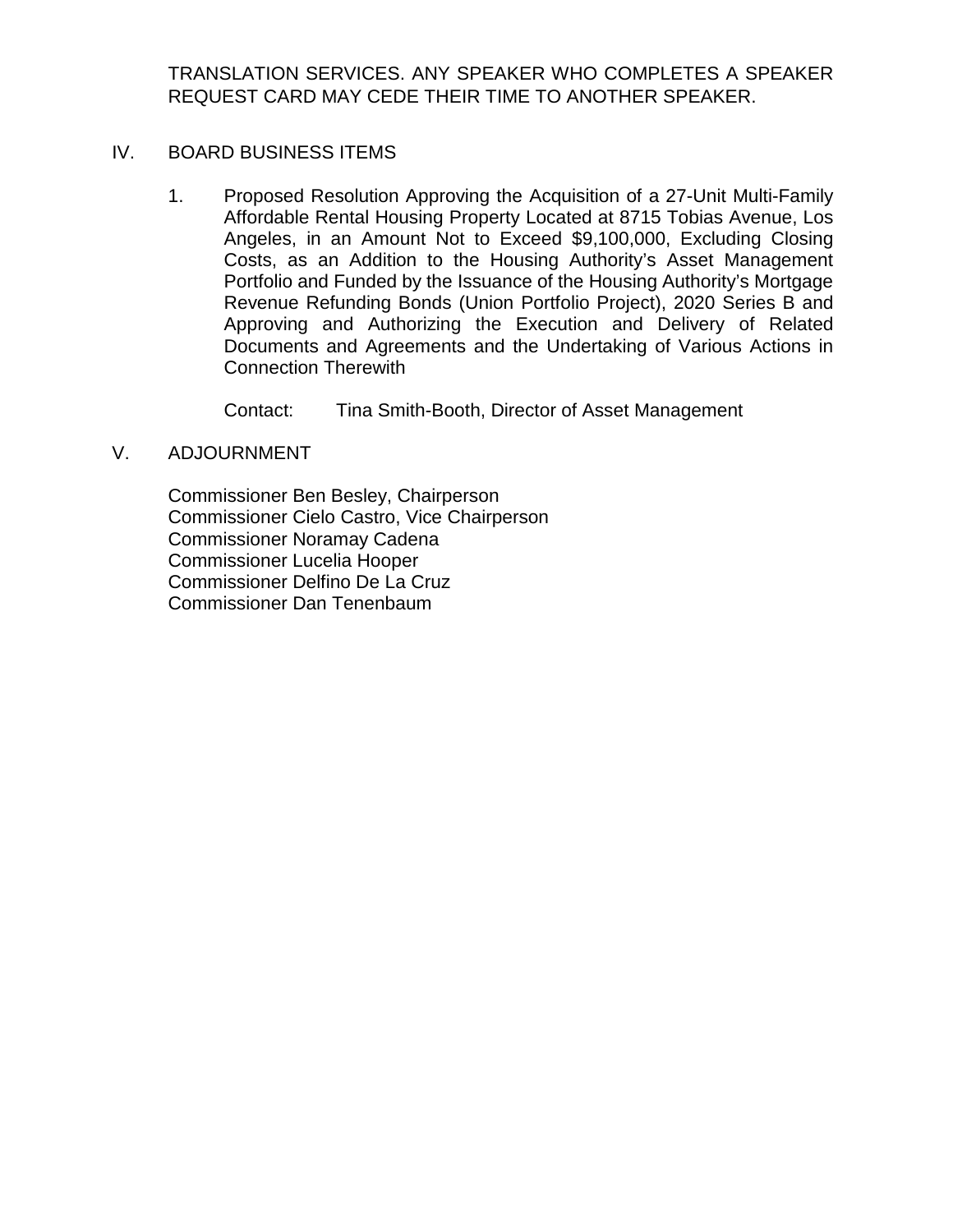TRANSLATION SERVICES. ANY SPEAKER WHO COMPLETES A SPEAKER REQUEST CARD MAY CEDE THEIR TIME TO ANOTHER SPEAKER.

## IV. BOARD BUSINESS ITEMS

1. Proposed Resolution Approving the Acquisition of a 27-Unit Multi-Family Affordable Rental Housing Property Located at 8715 Tobias Avenue, Los Angeles, in an Amount Not to Exceed $9,100,000, Excluding Closing Costs, as an Addition to the Housing Authority's Asset Management Portfolio and Funded by the Issuance of the Housing Authority's Mortgage Revenue Refunding Bonds (Union Portfolio Project), 2020 Series B and Approving and Authorizing the Execution and Delivery of Related Documents and Agreements and the Undertaking of Various Actions in Connection Therewith

   Contact: Tina Smith-Booth, Director of Asset Management

## V. ADJOURNMENT

Commissioner Ben Besley, Chairperson
Commissioner Cielo Castro, Vice Chairperson
Commissioner Noramay Cadena
Commissioner Lucelia Hooper
Commissioner Delfino De La Cruz
Commissioner Dan Tenenbaum